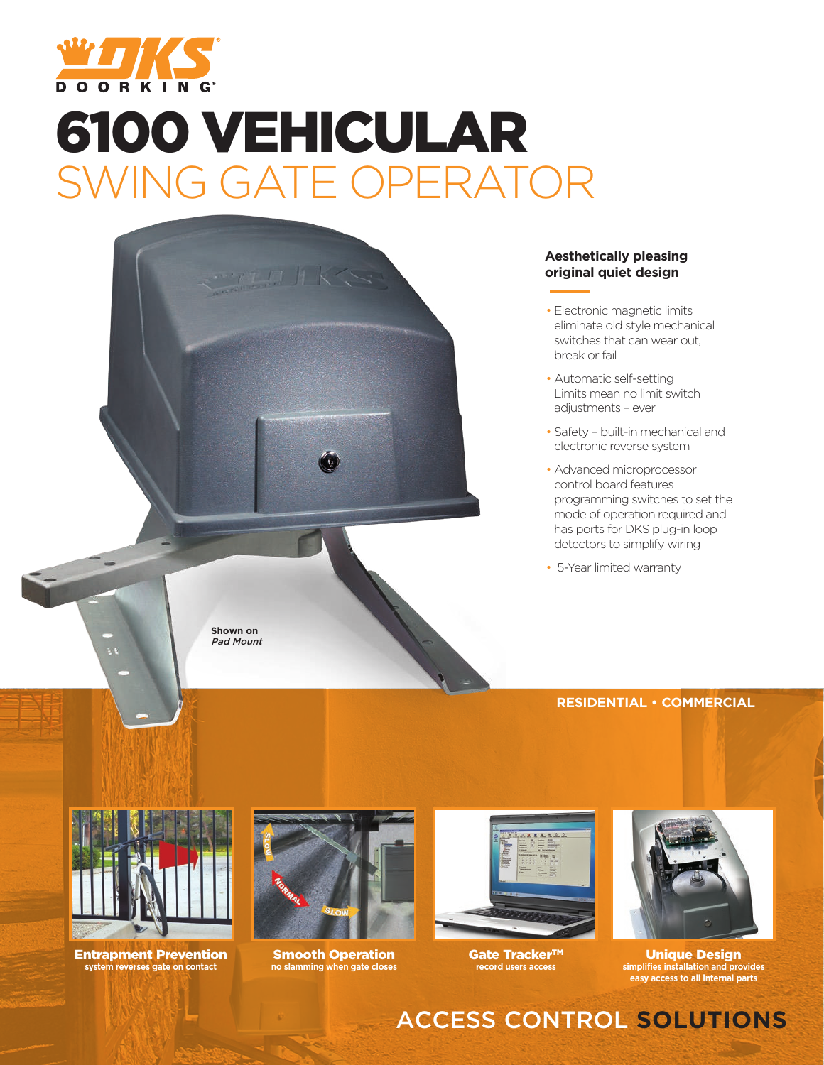DOORKING®

# 6100 VEHICULAR SWING GATE OPERATOR

Shown on *Pad Mount*

### Aesthetically pleasing original quiet design

- Electronic magnetic limits eliminate old style mechanical switches that can wear out, break or fail
- Automatic self-setting Limits mean no limit switch adjustments – ever
- Safety – built-in mechanical and electronic reverse system
- Advanced microprocessor control board features programming switches to set the mode of operation required and has ports for DKS plug-in loop detectors to simplify wiring
- 5-Year limited warranty

**RESIDENTIAL • COMMERCIAL**

**Entrapment Prevention**
system reverses gate on contact

**Smooth Operation**
no slamming when gate closes

**Gate Tracker™**
record users access

**Unique Design**
simplifies installation and provides easy access to all internal parts

ACCESS CONTROL **SOLUTIONS**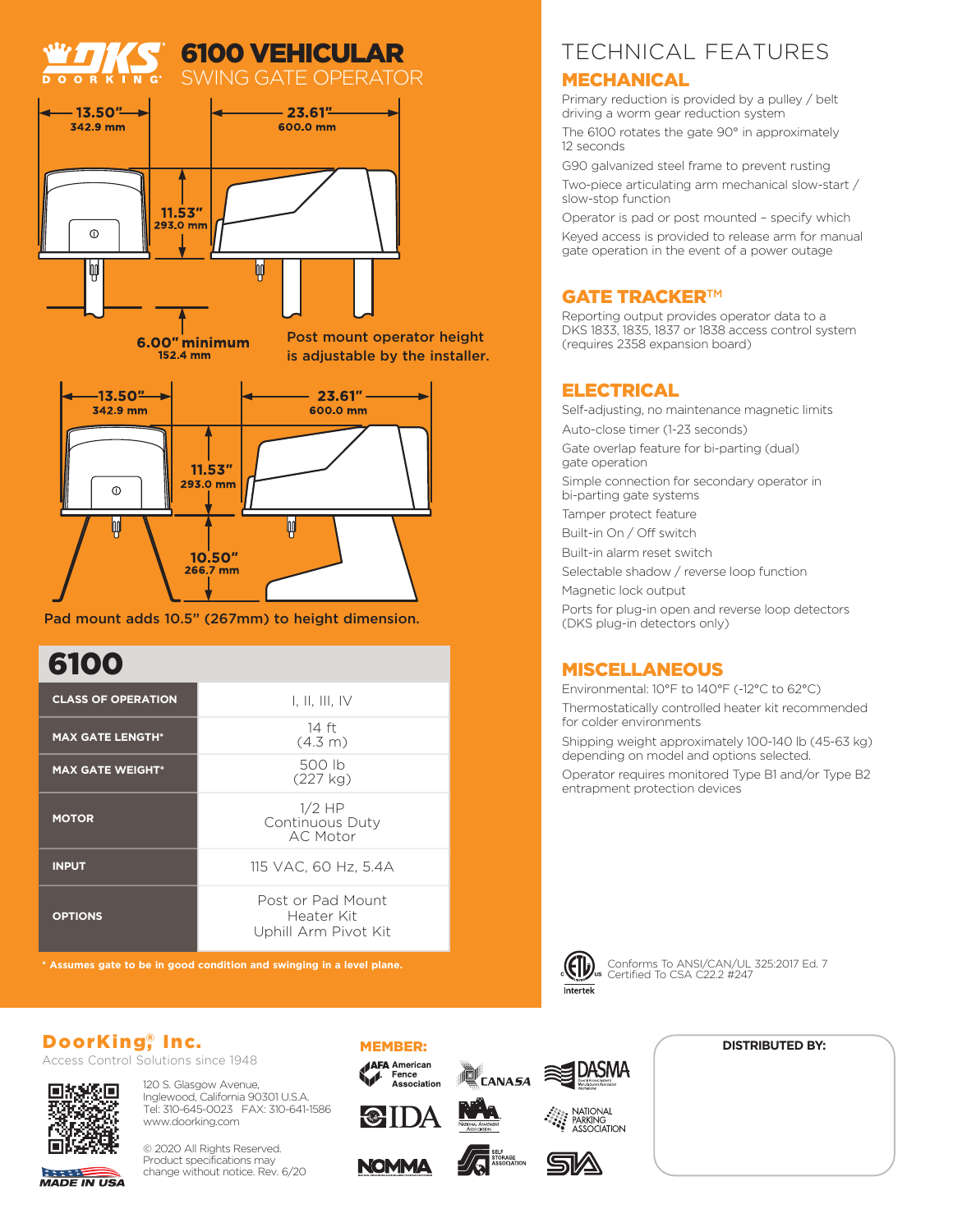# DKS DOORKING® 6100 VEHICULAR SWING GATE OPERATOR

13.50" 342.9 mm
23.61" 600.0 mm
11.53" 293.0 mm
6.00" minimum 152.4 mm

Post mount operator height is adjustable by the installer.

13.50" 342.9 mm
23.61" 600.0 mm
11.53" 293.0 mm
10.50" 266.7 mm

Pad mount adds 10.5" (267mm) to height dimension.

| 6100 | |
|---|---|
| CLASS OF OPERATION | I, II, III, IV |
| MAX GATE LENGTH* | 14 ft (4.3 m) |
| MAX GATE WEIGHT* | 500 lb (227 kg) |
| MOTOR | 1/2 HP Continuous Duty AC Motor |
| INPUT | 115 VAC, 60 Hz, 5.4A |
| OPTIONS | Post or Pad Mount<br>Heater Kit<br>Uphill Arm Pivot Kit |

\* Assumes gate to be in good condition and swinging in a level plane.

## TECHNICAL FEATURES

### MECHANICAL

Primary reduction is provided by a pulley / belt driving a worm gear reduction system

The 6100 rotates the gate 90° in approximately 12 seconds

G90 galvanized steel frame to prevent rusting

Two-piece articulating arm mechanical slow-start / slow-stop function

Operator is pad or post mounted – specify which

Keyed access is provided to release arm for manual gate operation in the event of a power outage

### GATE TRACKER™

Reporting output provides operator data to a DKS 1833, 1835, 1837 or 1838 access control system (requires 2358 expansion board)

### ELECTRICAL

Self-adjusting, no maintenance magnetic limits

Auto-close timer (1-23 seconds)

Gate overlap feature for bi-parting (dual) gate operation

Simple connection for secondary operator in bi-parting gate systems

Tamper protect feature

Built-in On / Off switch

Built-in alarm reset switch

Selectable shadow / reverse loop function

Magnetic lock output

Ports for plug-in open and reverse loop detectors (DKS plug-in detectors only)

### MISCELLANEOUS

Environmental: 10°F to 140°F (-12°C to 62°C)

Thermostatically controlled heater kit recommended for colder environments

Shipping weight approximately 100-140 lb (45-63 kg) depending on model and options selected.

Operator requires monitored Type B1 and/or Type B2 entrapment protection devices

Conforms To ANSI/CAN/UL 325:2017 Ed. 7
Certified To CSA C22.2 #247
Intertek

**DoorKing® Inc.**
Access Control Solutions since 1948

120 S. Glasgow Avenue,
Inglewood, California 90301 U.S.A.
Tel: 310-645-0023 FAX: 310-641-1586
www.doorking.com

© 2020 All Rights Reserved.
Product specifications may change without notice. Rev. 6/20

MADE IN USA

**MEMBER:**
AFA American Fence Association
CANASA
DASMA
IDA
National Apartment Association
National Parking Association
NOMMA
Self Storage Association
SIA

**DISTRIBUTED BY:**